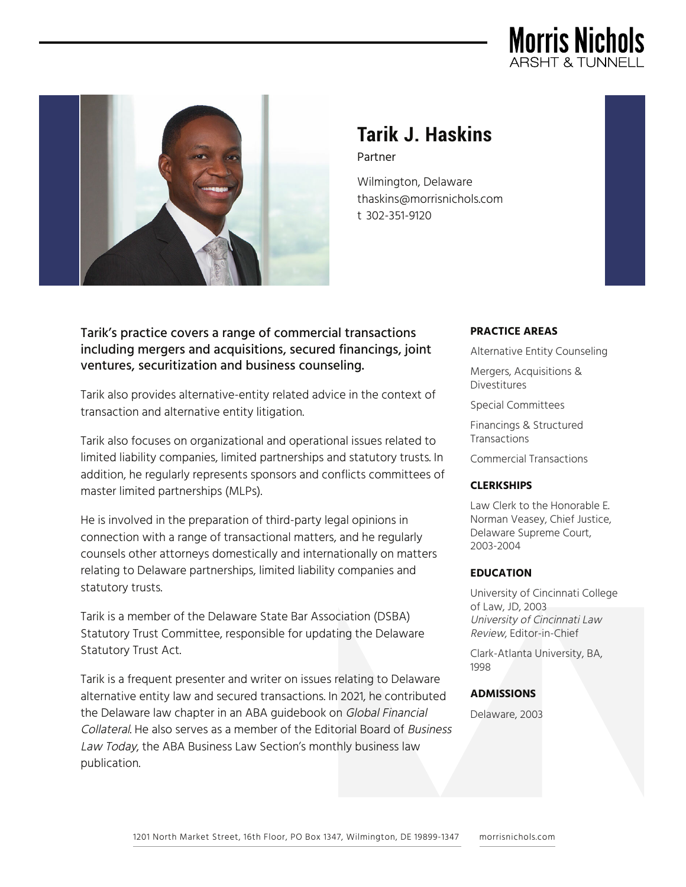# Tarik J. Haskins

Partner

Wilmington, Delaware
thaskins@morrisnichols.com
t 302-351-9120

**Tarik's practice covers a range of commercial transactions including mergers and acquisitions, secured financings, joint ventures, securitization and business counseling.**

Tarik also provides alternative-entity related advice in the context of transaction and alternative entity litigation.

Tarik also focuses on organizational and operational issues related to limited liability companies, limited partnerships and statutory trusts. In addition, he regularly represents sponsors and conflicts committees of master limited partnerships (MLPs).

He is involved in the preparation of third-party legal opinions in connection with a range of transactional matters, and he regularly counsels other attorneys domestically and internationally on matters relating to Delaware partnerships, limited liability companies and statutory trusts.

Tarik is a member of the Delaware State Bar Association (DSBA) Statutory Trust Committee, responsible for updating the Delaware Statutory Trust Act.

Tarik is a frequent presenter and writer on issues relating to Delaware alternative entity law and secured transactions. In 2021, he contributed the Delaware law chapter in an ABA guidebook on *Global Financial Collateral*. He also serves as a member of the Editorial Board of *Business Law Today*, the ABA Business Law Section's monthly business law publication.

## PRACTICE AREAS

Alternative Entity Counseling

Mergers, Acquisitions & Divestitures

Special Committees

Financings & Structured Transactions

Commercial Transactions

## CLERKSHIPS

Law Clerk to the Honorable E. Norman Veasey, Chief Justice, Delaware Supreme Court, 2003-2004

## EDUCATION

University of Cincinnati College of Law, JD, 2003
*University of Cincinnati Law Review*, Editor-in-Chief

Clark-Atlanta University, BA, 1998

## ADMISSIONS

Delaware, 2003

1201 North Market Street, 16th Floor, PO Box 1347, Wilmington, DE 19899-1347 morrisnichols.com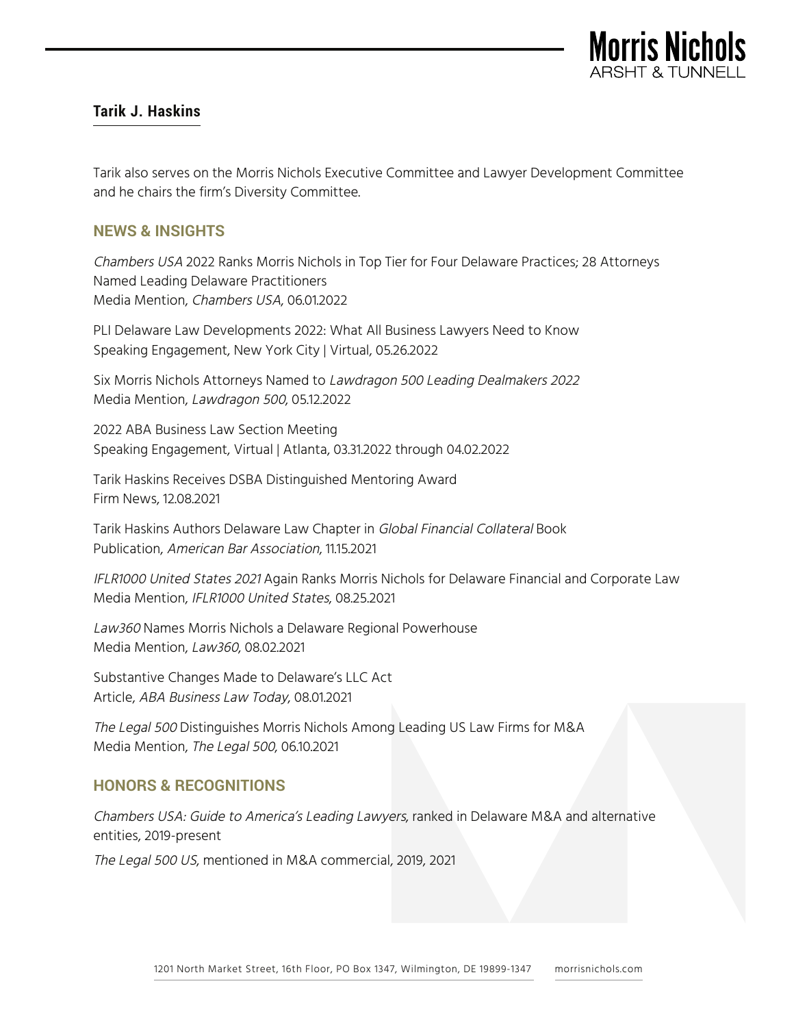**Tarik J. Haskins**

Tarik also serves on the Morris Nichols Executive Committee and Lawyer Development Committee and he chairs the firm's Diversity Committee.

## NEWS & INSIGHTS

*Chambers USA* 2022 Ranks Morris Nichols in Top Tier for Four Delaware Practices; 28 Attorneys Named Leading Delaware Practitioners
Media Mention, *Chambers USA*, 06.01.2022

PLI Delaware Law Developments 2022: What All Business Lawyers Need to Know
Speaking Engagement, New York City | Virtual, 05.26.2022

Six Morris Nichols Attorneys Named to *Lawdragon 500 Leading Dealmakers 2022*
Media Mention, *Lawdragon 500*, 05.12.2022

2022 ABA Business Law Section Meeting
Speaking Engagement, Virtual | Atlanta, 03.31.2022 through 04.02.2022

Tarik Haskins Receives DSBA Distinguished Mentoring Award
Firm News, 12.08.2021

Tarik Haskins Authors Delaware Law Chapter in *Global Financial Collateral* Book
Publication, *American Bar Association*, 11.15.2021

*IFLR1000 United States 2021* Again Ranks Morris Nichols for Delaware Financial and Corporate Law
Media Mention, *IFLR1000 United States*, 08.25.2021

*Law360* Names Morris Nichols a Delaware Regional Powerhouse
Media Mention, *Law360*, 08.02.2021

Substantive Changes Made to Delaware's LLC Act
Article, *ABA Business Law Today*, 08.01.2021

*The Legal 500* Distinguishes Morris Nichols Among Leading US Law Firms for M&A
Media Mention, *The Legal 500*, 06.10.2021

## HONORS & RECOGNITIONS

*Chambers USA: Guide to America's Leading Lawyers*, ranked in Delaware M&A and alternative entities, 2019-present

*The Legal 500 US*, mentioned in M&A commercial, 2019, 2021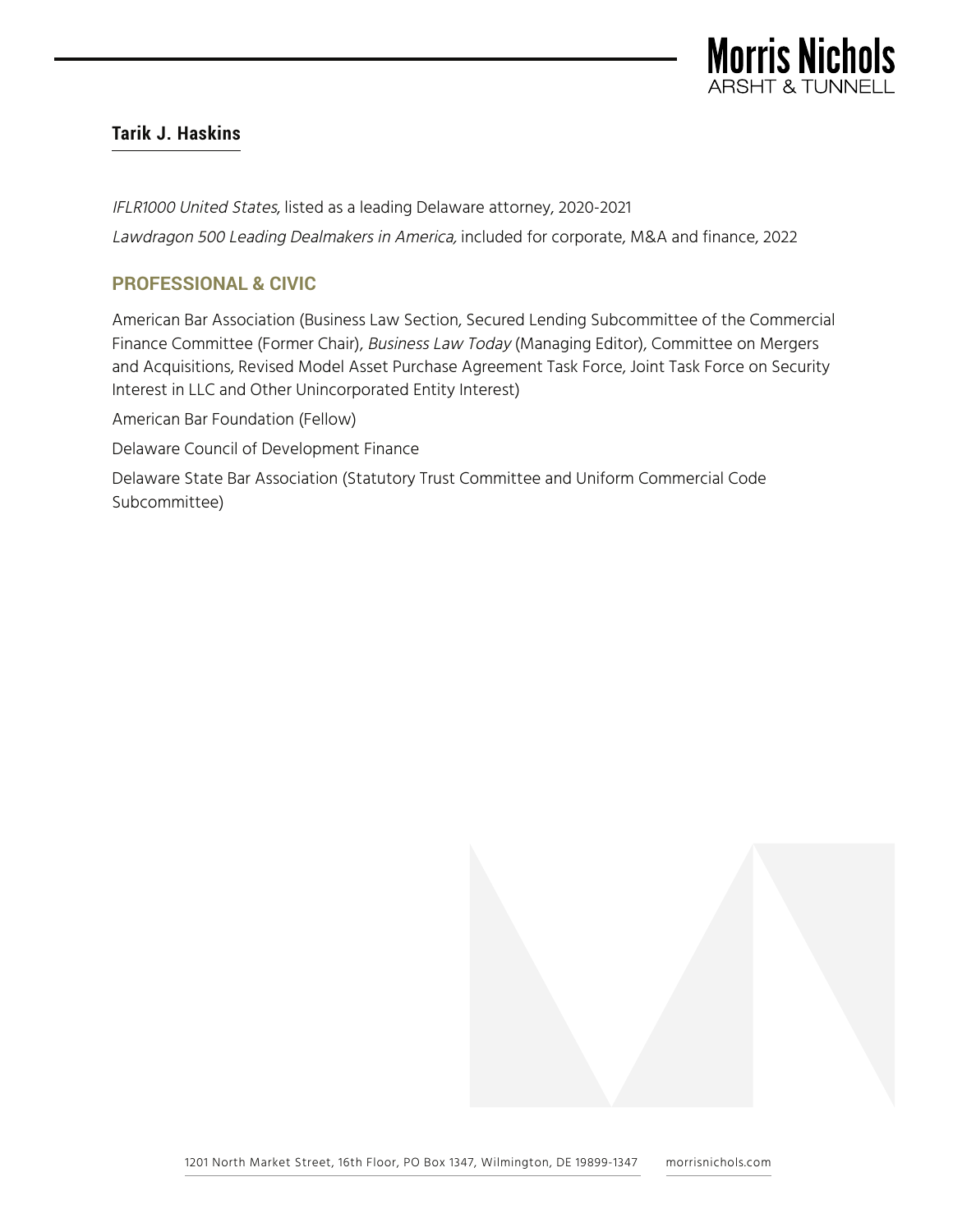**Tarik J. Haskins**

*IFLR1000 United States*, listed as a leading Delaware attorney, 2020-2021

*Lawdragon 500 Leading Dealmakers in America,* included for corporate, M&A and finance, 2022

## PROFESSIONAL & CIVIC

American Bar Association (Business Law Section, Secured Lending Subcommittee of the Commercial Finance Committee (Former Chair), *Business Law Today* (Managing Editor), Committee on Mergers and Acquisitions, Revised Model Asset Purchase Agreement Task Force, Joint Task Force on Security Interest in LLC and Other Unincorporated Entity Interest)

American Bar Foundation (Fellow)

Delaware Council of Development Finance

Delaware State Bar Association (Statutory Trust Committee and Uniform Commercial Code Subcommittee)